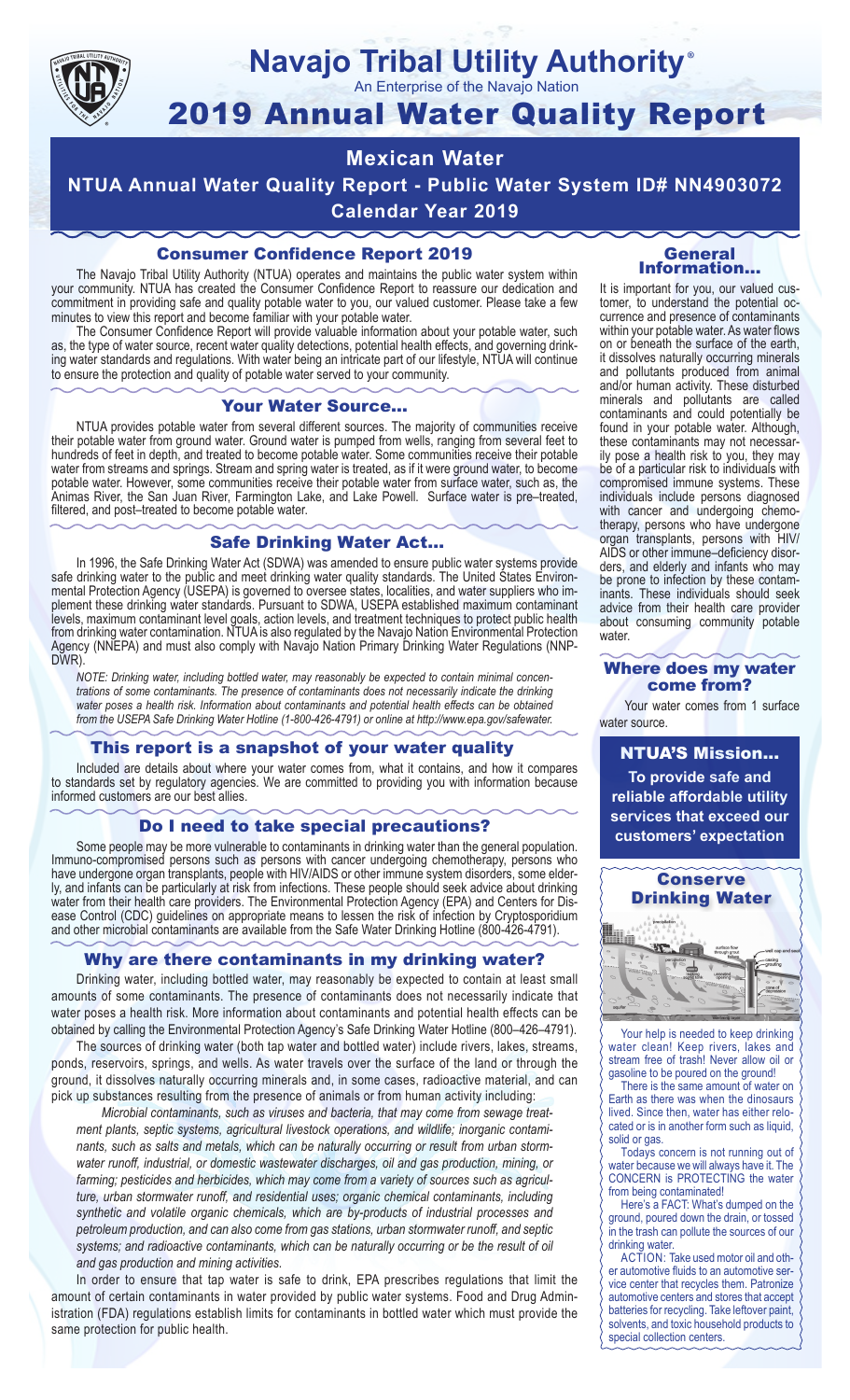# Navajo Tribal Utility Authority®

An Enterprise of the Navajo Nation

# 2019 Annual Water Quality Report

## Mexican Water

## NTUA Annual Water Quality Report - Public Water System ID# NN4903072

## Calendar Year 2019

### Consumer Confidence Report 2019

The Navajo Tribal Utility Authority (NTUA) operates and maintains the public water system within your community. NTUA has created the Consumer Confidence Report to reassure our dedication and commitment in providing safe and quality potable water to you, our valued customer. Please take a few minutes to view this report and become familiar with your potable water.

The Consumer Confidence Report will provide valuable information about your potable water, such as, the type of water source, recent water quality detections, potential health effects, and governing drinking water standards and regulations. With water being an intricate part of our lifestyle, NTUA will continue to ensure the protection and quality of potable water served to your community.

### Your Water Source…

NTUA provides potable water from several different sources. The majority of communities receive their potable water from ground water. Ground water is pumped from wells, ranging from several feet to hundreds of feet in depth, and treated to become potable water. Some communities receive their potable water from streams and springs. Stream and spring water is treated, as if it were ground water, to become potable water. However, some communities receive their potable water from surface water, such as, the Animas River, the San Juan River, Farmington Lake, and Lake Powell. Surface water is pre–treated, filtered, and post–treated to become potable water.

### Safe Drinking Water Act…

In 1996, the Safe Drinking Water Act (SDWA) was amended to ensure public water systems provide safe drinking water to the public and meet drinking water quality standards. The United States Environmental Protection Agency (USEPA) is governed to oversee states, localities, and water suppliers who implement these drinking water standards. Pursuant to SDWA, USEPA established maximum contaminant levels, maximum contaminant level goals, action levels, and treatment techniques to protect public health from drinking water contamination. NTUA is also regulated by the Navajo Nation Environmental Protection Agency (NNEPA) and must also comply with Navajo Nation Primary Drinking Water Regulations (NNPDWR).

*NOTE: Drinking water, including bottled water, may reasonably be expected to contain minimal concentrations of some contaminants. The presence of contaminants does not necessarily indicate the drinking water poses a health risk. Information about contaminants and potential health effects can be obtained from the USEPA Safe Drinking Water Hotline (1-800-426-4791) or online at http://www.epa.gov/safewater.*

### This report is a snapshot of your water quality

Included are details about where your water comes from, what it contains, and how it compares to standards set by regulatory agencies. We are committed to providing you with information because informed customers are our best allies.

### Do I need to take special precautions?

Some people may be more vulnerable to contaminants in drinking water than the general population. Immuno-compromised persons such as persons with cancer undergoing chemotherapy, persons who have undergone organ transplants, people with HIV/AIDS or other immune system disorders, some elderly, and infants can be particularly at risk from infections. These people should seek advice about drinking water from their health care providers. The Environmental Protection Agency (EPA) and Centers for Disease Control (CDC) guidelines on appropriate means to lessen the risk of infection by Cryptosporidium and other microbial contaminants are available from the Safe Water Drinking Hotline (800-426-4791).

### Why are there contaminants in my drinking water?

Drinking water, including bottled water, may reasonably be expected to contain at least small amounts of some contaminants. The presence of contaminants does not necessarily indicate that water poses a health risk. More information about contaminants and potential health effects can be obtained by calling the Environmental Protection Agency's Safe Drinking Water Hotline (800–426–4791).

The sources of drinking water (both tap water and bottled water) include rivers, lakes, streams, ponds, reservoirs, springs, and wells. As water travels over the surface of the land or through the ground, it dissolves naturally occurring minerals and, in some cases, radioactive material, and can pick up substances resulting from the presence of animals or from human activity including:

*Microbial contaminants, such as viruses and bacteria, that may come from sewage treatment plants, septic systems, agricultural livestock operations, and wildlife; inorganic contaminants, such as salts and metals, which can be naturally occurring or result from urban stormwater runoff, industrial, or domestic wastewater discharges, oil and gas production, mining, or farming; pesticides and herbicides, which may come from a variety of sources such as agriculture, urban stormwater runoff, and residential uses; organic chemical contaminants, including synthetic and volatile organic chemicals, which are by-products of industrial processes and petroleum production, and can also come from gas stations, urban stormwater runoff, and septic systems; and radioactive contaminants, which can be naturally occurring or be the result of oil and gas production and mining activities.*

In order to ensure that tap water is safe to drink, EPA prescribes regulations that limit the amount of certain contaminants in water provided by public water systems. Food and Drug Administration (FDA) regulations establish limits for contaminants in bottled water which must provide the same protection for public health.

### General Information…

It is important for you, our valued customer, to understand the potential occurrence and presence of contaminants within your potable water. As water flows on or beneath the surface of the earth, it dissolves naturally occurring minerals and pollutants produced from animal and/or human activity. These disturbed minerals and pollutants are called contaminants and could potentially be found in your potable water. Although, these contaminants may not necessarily pose a health risk to you, they may be of a particular risk to individuals with compromised immune systems. These individuals include persons diagnosed with cancer and undergoing chemotherapy, persons who have undergone organ transplants, persons with HIV/AIDS or other immune–deficiency disorders, and elderly and infants who may be prone to infection by these contaminants. These individuals should seek advice from their health care provider about consuming community potable water.

### Where does my water come from?

Your water comes from 1 surface water source.

### NTUA'S Mission…

**To provide safe and reliable affordable utility services that exceed our customers' expectation**

### Conserve Drinking Water

Your help is needed to keep drinking water clean! Keep rivers, lakes and stream free of trash! Never allow oil or gasoline to be poured on the ground!

There is the same amount of water on Earth as there was when the dinosaurs lived. Since then, water has either relocated or is in another form such as liquid, solid or gas.

Todays concern is not running out of water because we will always have it. The CONCERN is PROTECTING the water from being contaminated!

Here's a FACT: What's dumped on the ground, poured down the drain, or tossed in the trash can pollute the sources of our drinking water.

ACTION: Take used motor oil and other automotive fluids to an automotive service center that recycles them. Patronize automotive centers and stores that accept batteries for recycling. Take leftover paint, solvents, and toxic household products to special collection centers.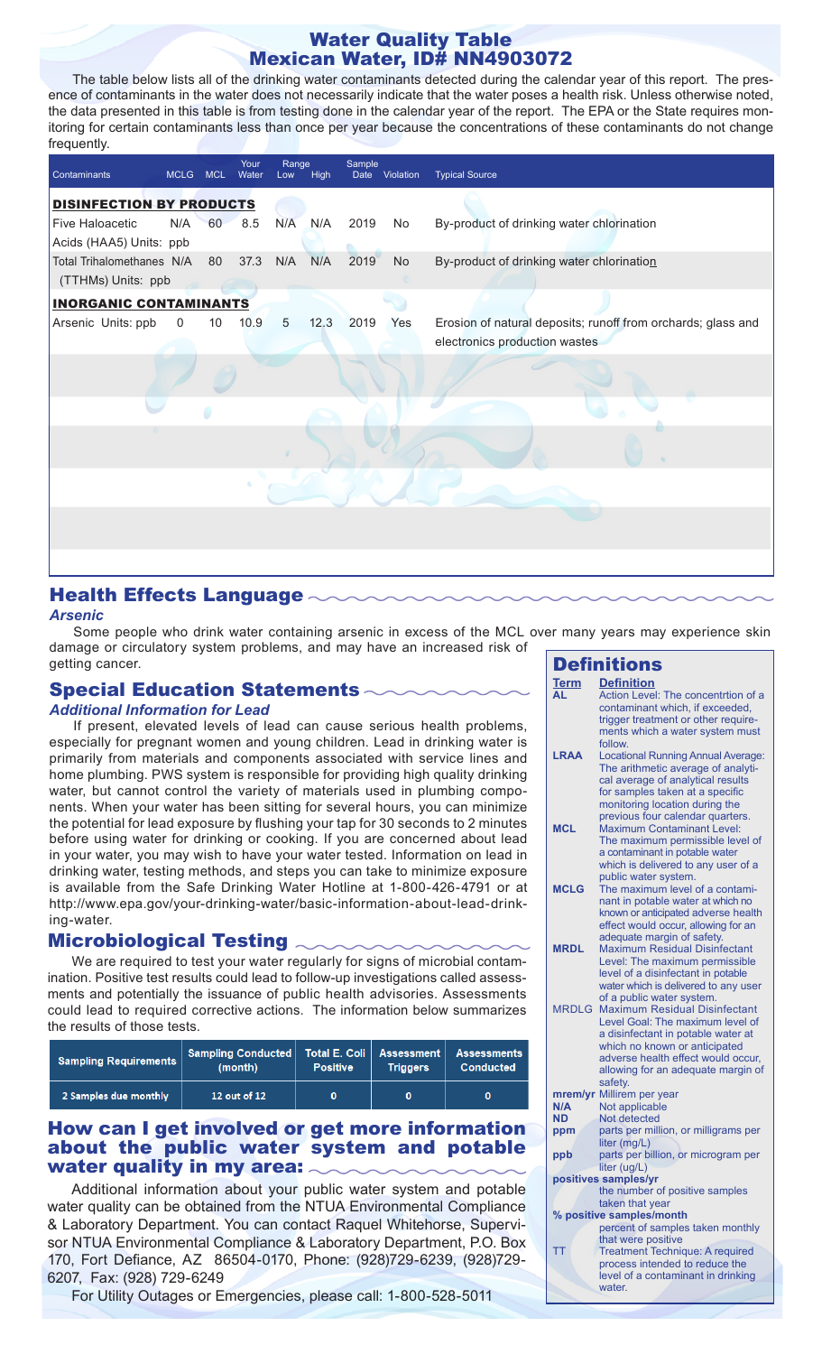# Water Quality Table
## Mexican Water, ID# NN4903072

The table below lists all of the drinking water contaminants detected during the calendar year of this report. The presence of contaminants in the water does not necessarily indicate that the water poses a health risk. Unless otherwise noted, the data presented in this table is from testing done in the calendar year of the report. The EPA or the State requires monitoring for certain contaminants less than once per year because the concentrations of these contaminants do not change frequently.

| Contaminants | MCLG | MCL | Your Water | Range Low | Range High | Sample Date | Violation | Typical Source |
|---|---|---|---|---|---|---|---|---|
| **DISINFECTION BY PRODUCTS** | | | | | | | | |
| Five Haloacetic Acids (HAA5) Units: ppb | N/A | 60 | 8.5 | N/A | N/A | 2019 | No | By-product of drinking water chlorination |
| Total Trihalomethanes (TTHMs) Units: ppb | N/A | 80 | 37.3 | N/A | N/A | 2019 | No | By-product of drinking water chlorination |
| **INORGANIC CONTAMINANTS** | | | | | | | | |
| Arsenic Units: ppb | 0 | 10 | 10.9 | 5 | 12.3 | 2019 | Yes | Erosion of natural deposits; runoff from orchards; glass and electronics production wastes |

## Health Effects Language

### *Arsenic*

Some people who drink water containing arsenic in excess of the MCL over many years may experience skin damage or circulatory system problems, and may have an increased risk of getting cancer.

## Special Education Statements

### *Additional Information for Lead*

If present, elevated levels of lead can cause serious health problems, especially for pregnant women and young children. Lead in drinking water is primarily from materials and components associated with service lines and home plumbing. PWS system is responsible for providing high quality drinking water, but cannot control the variety of materials used in plumbing components. When your water has been sitting for several hours, you can minimize the potential for lead exposure by flushing your tap for 30 seconds to 2 minutes before using water for drinking or cooking. If you are concerned about lead in your water, you may wish to have your water tested. Information on lead in drinking water, testing methods, and steps you can take to minimize exposure is available from the Safe Drinking Water Hotline at 1-800-426-4791 or at http://www.epa.gov/your-drinking-water/basic-information-about-lead-drinking-water.

## Microbiological Testing

We are required to test your water regularly for signs of microbial contamination. Positive test results could lead to follow-up investigations called assessments and potentially the issuance of public health advisories. Assessments could lead to required corrective actions. The information below summarizes the results of those tests.

| Sampling Requirements | Sampling Conducted (month) | Total E. Coli Positive | Assessment Triggers | Assessments Conducted |
|---|---|---|---|---|
| 2 Samples due monthly | 12 out of 12 | 0 | 0 | 0 |

## How can I get involved or get more information about the public water system and potable water quality in my area:

Additional information about your public water system and potable water quality can be obtained from the NTUA Environmental Compliance & Laboratory Department. You can contact Raquel Whitehorse, Supervisor NTUA Environmental Compliance & Laboratory Department, P.O. Box 170, Fort Defiance, AZ 86504-0170, Phone: (928)729-6239, (928)729-6207, Fax: (928) 729-6249

For Utility Outages or Emergencies, please call: 1-800-528-5011

## Definitions

| Term | Definition |
|---|---|
| AL | Action Level: The concentrtion of a contaminant which, if exceeded, trigger treatment or other requirements which a water system must follow. |
| LRAA | Locational Running Annual Average: The arithmetic average of analytical results for samples taken at a specific monitoring location during the previous four calendar quarters. |
| MCL | Maximum Contaminant Level: The maximum permissible level of a contaminant in potable water which is delivered to any user of a public water system. |
| MCLG | The maximum level of a contaminant in potable water at which no known or anticipated adverse health effect would occur, allowing for an adequate margin of safety. |
| MRDL | Maximum Residual Disinfectant Level: The maximum permissible level of a disinfectant in potable water which is delivered to any user of a public water system. |
| MRDLG | Maximum Residual Disinfectant Level Goal: The maximum level of a disinfectant in potable water at which no known or anticipated adverse health effect would occur, allowing for an adequate margin of safety. |
| mrem/yr | Millirem per year |
| N/A | Not applicable |
| ND | Not detected |
| ppm | parts per million, or milligrams per liter (mg/L) |
| ppb | parts per billion, or microgram per liter (ug/L) |
| positives samples/yr | the number of positive samples taken that year |
| % positive samples/month | percent of samples taken monthly that were positive |
| TT | Treatment Technique: A required process intended to reduce the level of a contaminant in drinking water. |